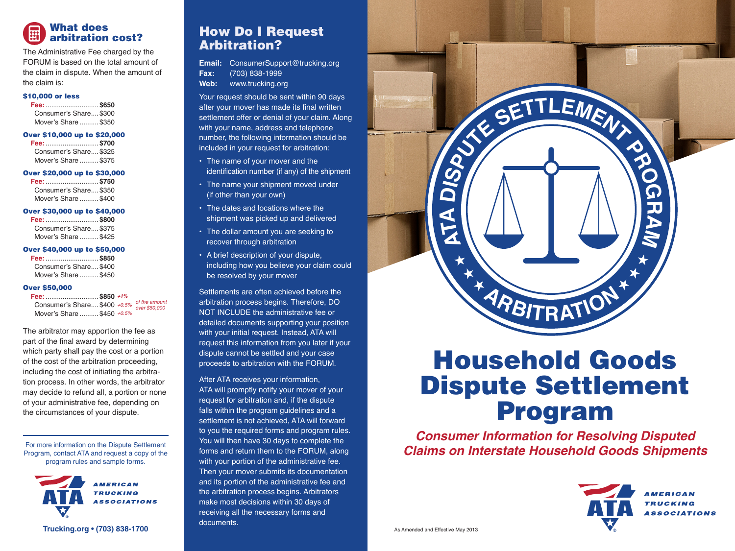## What does arbitration cost?

The Administrative Fee charged by the FORUM is based on the total amount of the claim in dispute. When the amount of the claim is:

**$10,000 or less**

- **Fee:** ............................ **$650**
  - Consumer's Share.... $300
  - Mover's Share .......... $350

**Over $10,000 up to $20,000**

- **Fee:** ............................ **$700**
  - Consumer's Share.... $325
  - Mover's Share .......... $375

**Over $20,000 up to $30,000**

- **Fee:** ............................ **$750**
  - Consumer's Share.... $350
  - Mover's Share .......... $400

**Over $30,000 up to $40,000**

- **Fee:** ............................ **$800**
  - Consumer's Share.... $375
  - Mover's Share .......... $425

**Over $40,000 up to $50,000**

- **Fee:** ............................ **$850**
  - Consumer's Share.... $400
  - Mover's Share .......... $450

**Over $50,000**

- **Fee:** ............................ **$850** *+1%* *of the amount over $50,000*
  - Consumer's Share.... $400 *+0.5%*
  - Mover's Share .......... $450 *+0.5%*

The arbitrator may apportion the fee as part of the final award by determining which party shall pay the cost or a portion of the cost of the arbitration proceeding, including the cost of initiating the arbitration process. In other words, the arbitrator may decide to refund all, a portion or none of your administrative fee, depending on the circumstances of your dispute.

For more information on the Dispute Settlement Program, contact ATA and request a copy of the program rules and sample forms.

AMERICAN TRUCKING ASSOCIATIONS

**Trucking.org • (703) 838-1700**

## How Do I Request Arbitration?

**Email:** ConsumerSupport@trucking.org
**Fax:** (703) 838-1999
**Web:** www.trucking.org

Your request should be sent within 90 days after your mover has made its final written settlement offer or denial of your claim. Along with your name, address and telephone number, the following information should be included in your request for arbitration:

- The name of your mover and the identification number (if any) of the shipment
- The name your shipment moved under (if other than your own)
- The dates and locations where the shipment was picked up and delivered
- The dollar amount you are seeking to recover through arbitration
- A brief description of your dispute, including how you believe your claim could be resolved by your mover

Settlements are often achieved before the arbitration process begins. Therefore, DO NOT INCLUDE the administrative fee or detailed documents supporting your position with your initial request. Instead, ATA will request this information from you later if your dispute cannot be settled and your case proceeds to arbitration with the FORUM.

After ATA receives your information, ATA will promptly notify your mover of your request for arbitration and, if the dispute falls within the program guidelines and a settlement is not achieved, ATA will forward to you the required forms and program rules. You will then have 30 days to complete the forms and return them to the FORUM, along with your portion of the administrative fee. Then your mover submits its documentation and its portion of the administrative fee and the arbitration process begins. Arbitrators make most decisions within 30 days of receiving all the necessary forms and documents.

ATA DISPUTE SETTLEMENT PROGRAM • ARBITRATION

# Household Goods Dispute Settlement Program

***Consumer Information for Resolving Disputed Claims on Interstate Household Goods Shipments***

AMERICAN TRUCKING ASSOCIATIONS

As Amended and Effective May 2013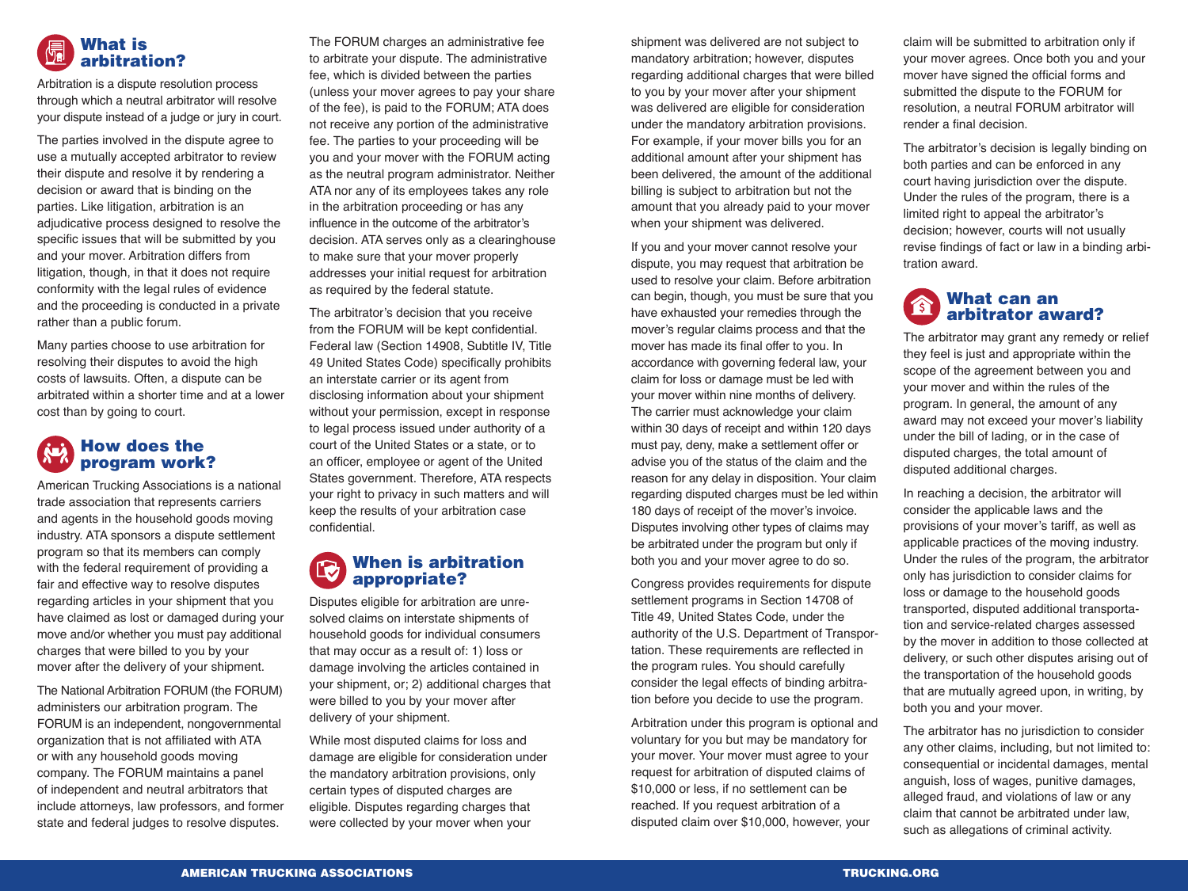## What is arbitration?

Arbitration is a dispute resolution process through which a neutral arbitrator will resolve your dispute instead of a judge or jury in court.

The parties involved in the dispute agree to use a mutually accepted arbitrator to review their dispute and resolve it by rendering a decision or award that is binding on the parties. Like litigation, arbitration is an adjudicative process designed to resolve the specific issues that will be submitted by you and your mover. Arbitration differs from litigation, though, in that it does not require conformity with the legal rules of evidence and the proceeding is conducted in a private rather than a public forum.

Many parties choose to use arbitration for resolving their disputes to avoid the high costs of lawsuits. Often, a dispute can be arbitrated within a shorter time and at a lower cost than by going to court.

## How does the program work?

American Trucking Associations is a national trade association that represents carriers and agents in the household goods moving industry. ATA sponsors a dispute settlement program so that its members can comply with the federal requirement of providing a fair and effective way to resolve disputes regarding articles in your shipment that you have claimed as lost or damaged during your move and/or whether you must pay additional charges that were billed to you by your mover after the delivery of your shipment.

The National Arbitration FORUM (the FORUM) administers our arbitration program. The FORUM is an independent, nongovernmental organization that is not affiliated with ATA or with any household goods moving company. The FORUM maintains a panel of independent and neutral arbitrators that include attorneys, law professors, and former state and federal judges to resolve disputes.

The FORUM charges an administrative fee to arbitrate your dispute. The administrative fee, which is divided between the parties (unless your mover agrees to pay your share of the fee), is paid to the FORUM; ATA does not receive any portion of the administrative fee. The parties to your proceeding will be you and your mover with the FORUM acting as the neutral program administrator. Neither ATA nor any of its employees takes any role in the arbitration proceeding or has any influence in the outcome of the arbitrator's decision. ATA serves only as a clearinghouse to make sure that your mover properly addresses your initial request for arbitration as required by the federal statute.

The arbitrator's decision that you receive from the FORUM will be kept confidential. Federal law (Section 14908, Subtitle IV, Title 49 United States Code) specifically prohibits an interstate carrier or its agent from disclosing information about your shipment without your permission, except in response to legal process issued under authority of a court of the United States or a state, or to an officer, employee or agent of the United States government. Therefore, ATA respects your right to privacy in such matters and will keep the results of your arbitration case confidential.

## When is arbitration appropriate?

Disputes eligible for arbitration are unresolved claims on interstate shipments of household goods for individual consumers that may occur as a result of: 1) loss or damage involving the articles contained in your shipment, or; 2) additional charges that were billed to you by your mover after delivery of your shipment.

While most disputed claims for loss and damage are eligible for consideration under the mandatory arbitration provisions, only certain types of disputed charges are eligible. Disputes regarding charges that were collected by your mover when your shipment was delivered are not subject to mandatory arbitration; however, disputes regarding additional charges that were billed to you by your mover after your shipment was delivered are eligible for consideration under the mandatory arbitration provisions. For example, if your mover bills you for an additional amount after your shipment has been delivered, the amount of the additional billing is subject to arbitration but not the amount that you already paid to your mover when your shipment was delivered.

If you and your mover cannot resolve your dispute, you may request that arbitration be used to resolve your claim. Before arbitration can begin, though, you must be sure that you have exhausted your remedies through the mover's regular claims process and that the mover has made its final offer to you. In accordance with governing federal law, your claim for loss or damage must be led with your mover within nine months of delivery. The carrier must acknowledge your claim within 30 days of receipt and within 120 days must pay, deny, make a settlement offer or advise you of the status of the claim and the reason for any delay in disposition. Your claim regarding disputed charges must be led within 180 days of receipt of the mover's invoice. Disputes involving other types of claims may be arbitrated under the program but only if both you and your mover agree to do so.

Congress provides requirements for dispute settlement programs in Section 14708 of Title 49, United States Code, under the authority of the U.S. Department of Transportation. These requirements are reflected in the program rules. You should carefully consider the legal effects of binding arbitration before you decide to use the program.

Arbitration under this program is optional and voluntary for you but may be mandatory for your mover. Your mover must agree to your request for arbitration of disputed claims of $10,000 or less, if no settlement can be reached. If you request arbitration of a disputed claim over $10,000, however, your claim will be submitted to arbitration only if your mover agrees. Once both you and your mover have signed the official forms and submitted the dispute to the FORUM for resolution, a neutral FORUM arbitrator will render a final decision.

The arbitrator's decision is legally binding on both parties and can be enforced in any court having jurisdiction over the dispute. Under the rules of the program, there is a limited right to appeal the arbitrator's decision; however, courts will not usually revise findings of fact or law in a binding arbitration award.

## What can an arbitrator award?

The arbitrator may grant any remedy or relief they feel is just and appropriate within the scope of the agreement between you and your mover and within the rules of the program. In general, the amount of any award may not exceed your mover's liability under the bill of lading, or in the case of disputed charges, the total amount of disputed additional charges.

In reaching a decision, the arbitrator will consider the applicable laws and the provisions of your mover's tariff, as well as applicable practices of the moving industry. Under the rules of the program, the arbitrator only has jurisdiction to consider claims for loss or damage to the household goods transported, disputed additional transportation and service-related charges assessed by the mover in addition to those collected at delivery, or such other disputes arising out of the transportation of the household goods that are mutually agreed upon, in writing, by both you and your mover.

The arbitrator has no jurisdiction to consider any other claims, including, but not limited to: consequential or incidental damages, mental anguish, loss of wages, punitive damages, alleged fraud, and violations of law or any claim that cannot be arbitrated under law, such as allegations of criminal activity.